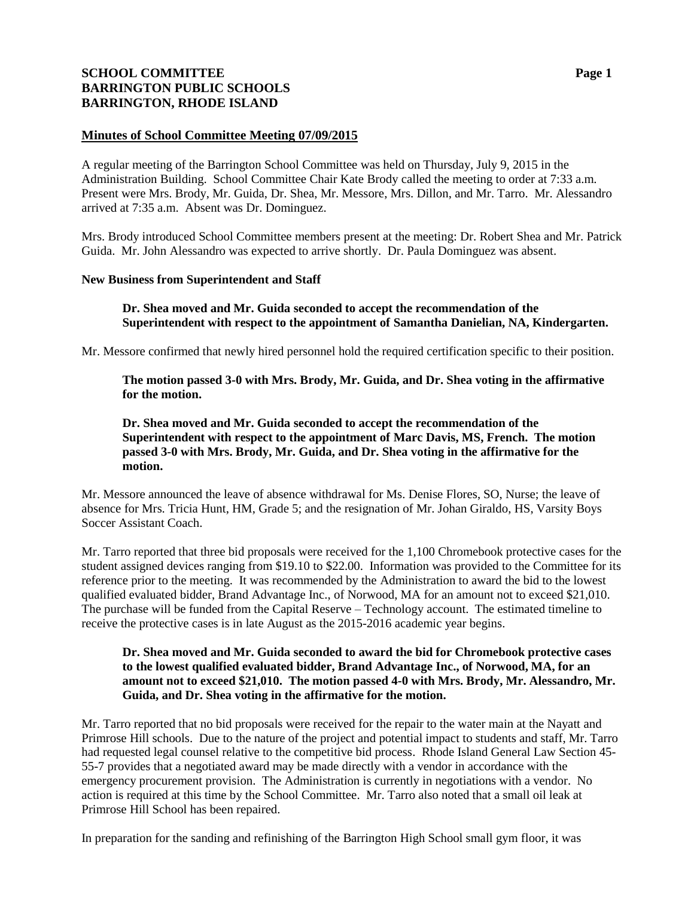**SCHOOL COMMITTEE**
**BARRINGTON PUBLIC SCHOOLS**
**BARRINGTON, RHODE ISLAND**

**Minutes of School Committee Meeting 07/09/2015**

A regular meeting of the Barrington School Committee was held on Thursday, July 9, 2015 in the Administration Building. School Committee Chair Kate Brody called the meeting to order at 7:33 a.m. Present were Mrs. Brody, Mr. Guida, Dr. Shea, Mr. Messore, Mrs. Dillon, and Mr. Tarro. Mr. Alessandro arrived at 7:35 a.m. Absent was Dr. Dominguez.

Mrs. Brody introduced School Committee members present at the meeting: Dr. Robert Shea and Mr. Patrick Guida. Mr. John Alessandro was expected to arrive shortly. Dr. Paula Dominguez was absent.

**New Business from Superintendent and Staff**

> **Dr. Shea moved and Mr. Guida seconded to accept the recommendation of the Superintendent with respect to the appointment of Samantha Danielian, NA, Kindergarten.**

Mr. Messore confirmed that newly hired personnel hold the required certification specific to their position.

> **The motion passed 3-0 with Mrs. Brody, Mr. Guida, and Dr. Shea voting in the affirmative for the motion.**
>
> **Dr. Shea moved and Mr. Guida seconded to accept the recommendation of the Superintendent with respect to the appointment of Marc Davis, MS, French. The motion passed 3-0 with Mrs. Brody, Mr. Guida, and Dr. Shea voting in the affirmative for the motion.**

Mr. Messore announced the leave of absence withdrawal for Ms. Denise Flores, SO, Nurse; the leave of absence for Mrs. Tricia Hunt, HM, Grade 5; and the resignation of Mr. Johan Giraldo, HS, Varsity Boys Soccer Assistant Coach.

Mr. Tarro reported that three bid proposals were received for the 1,100 Chromebook protective cases for the student assigned devices ranging from $19.10 to $22.00. Information was provided to the Committee for its reference prior to the meeting. It was recommended by the Administration to award the bid to the lowest qualified evaluated bidder, Brand Advantage Inc., of Norwood, MA for an amount not to exceed $21,010. The purchase will be funded from the Capital Reserve – Technology account. The estimated timeline to receive the protective cases is in late August as the 2015-2016 academic year begins.

> **Dr. Shea moved and Mr. Guida seconded to award the bid for Chromebook protective cases to the lowest qualified evaluated bidder, Brand Advantage Inc., of Norwood, MA, for an amount not to exceed $21,010. The motion passed 4-0 with Mrs. Brody, Mr. Alessandro, Mr. Guida, and Dr. Shea voting in the affirmative for the motion.**

Mr. Tarro reported that no bid proposals were received for the repair to the water main at the Nayatt and Primrose Hill schools. Due to the nature of the project and potential impact to students and staff, Mr. Tarro had requested legal counsel relative to the competitive bid process. Rhode Island General Law Section 45-55-7 provides that a negotiated award may be made directly with a vendor in accordance with the emergency procurement provision. The Administration is currently in negotiations with a vendor. No action is required at this time by the School Committee. Mr. Tarro also noted that a small oil leak at Primrose Hill School has been repaired.

In preparation for the sanding and refinishing of the Barrington High School small gym floor, it was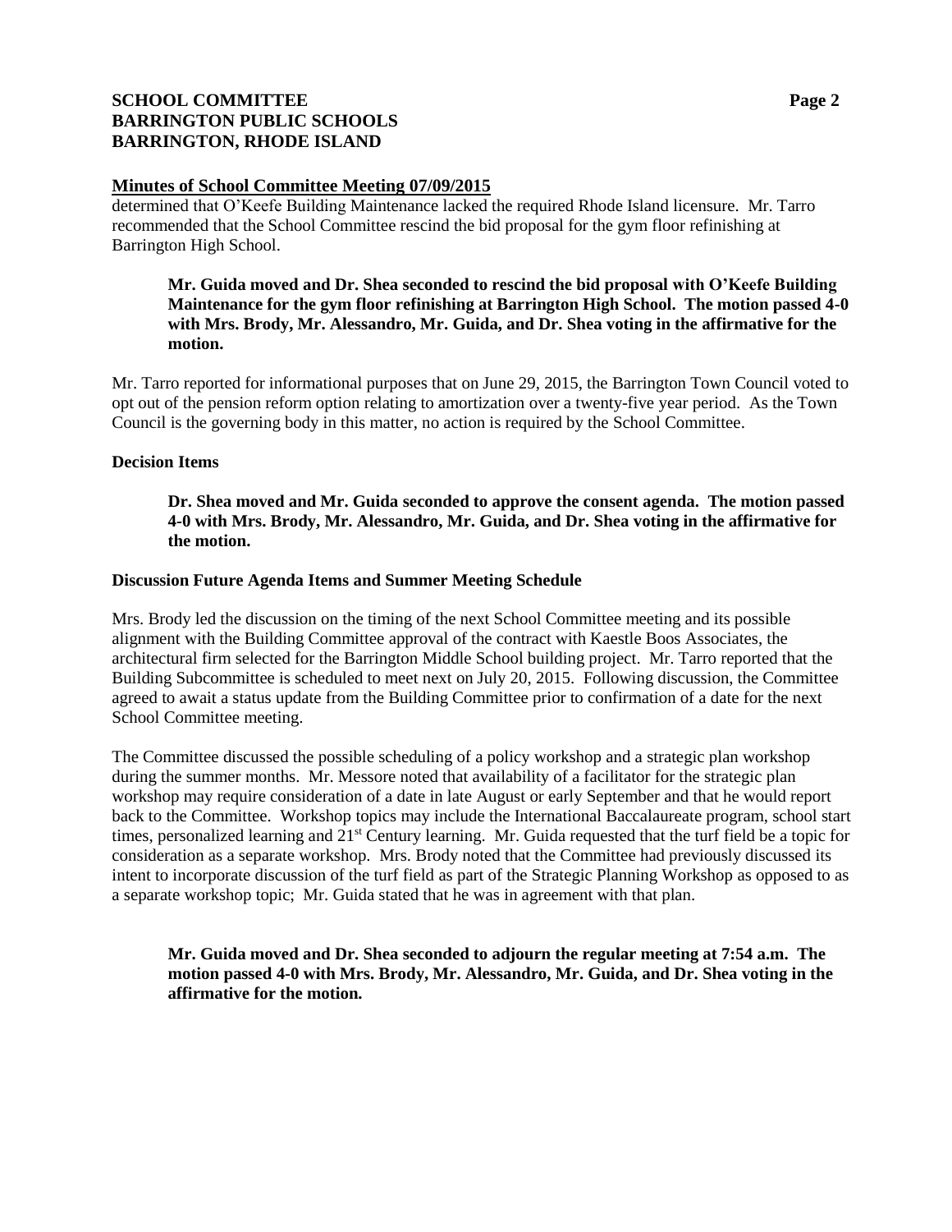**Minutes of School Committee Meeting 07/09/2015**

determined that O'Keefe Building Maintenance lacked the required Rhode Island licensure. Mr. Tarro recommended that the School Committee rescind the bid proposal for the gym floor refinishing at Barrington High School.

> **Mr. Guida moved and Dr. Shea seconded to rescind the bid proposal with O'Keefe Building Maintenance for the gym floor refinishing at Barrington High School. The motion passed 4-0 with Mrs. Brody, Mr. Alessandro, Mr. Guida, and Dr. Shea voting in the affirmative for the motion.**

Mr. Tarro reported for informational purposes that on June 29, 2015, the Barrington Town Council voted to opt out of the pension reform option relating to amortization over a twenty-five year period. As the Town Council is the governing body in this matter, no action is required by the School Committee.

**Decision Items**

> **Dr. Shea moved and Mr. Guida seconded to approve the consent agenda. The motion passed 4-0 with Mrs. Brody, Mr. Alessandro, Mr. Guida, and Dr. Shea voting in the affirmative for the motion.**

**Discussion Future Agenda Items and Summer Meeting Schedule**

Mrs. Brody led the discussion on the timing of the next School Committee meeting and its possible alignment with the Building Committee approval of the contract with Kaestle Boos Associates, the architectural firm selected for the Barrington Middle School building project. Mr. Tarro reported that the Building Subcommittee is scheduled to meet next on July 20, 2015. Following discussion, the Committee agreed to await a status update from the Building Committee prior to confirmation of a date for the next School Committee meeting.

The Committee discussed the possible scheduling of a policy workshop and a strategic plan workshop during the summer months. Mr. Messore noted that availability of a facilitator for the strategic plan workshop may require consideration of a date in late August or early September and that he would report back to the Committee. Workshop topics may include the International Baccalaureate program, school start times, personalized learning and 21st Century learning. Mr. Guida requested that the turf field be a topic for consideration as a separate workshop. Mrs. Brody noted that the Committee had previously discussed its intent to incorporate discussion of the turf field as part of the Strategic Planning Workshop as opposed to as a separate workshop topic; Mr. Guida stated that he was in agreement with that plan.

> **Mr. Guida moved and Dr. Shea seconded to adjourn the regular meeting at 7:54 a.m. The motion passed 4-0 with Mrs. Brody, Mr. Alessandro, Mr. Guida, and Dr. Shea voting in the affirmative for the motion.**